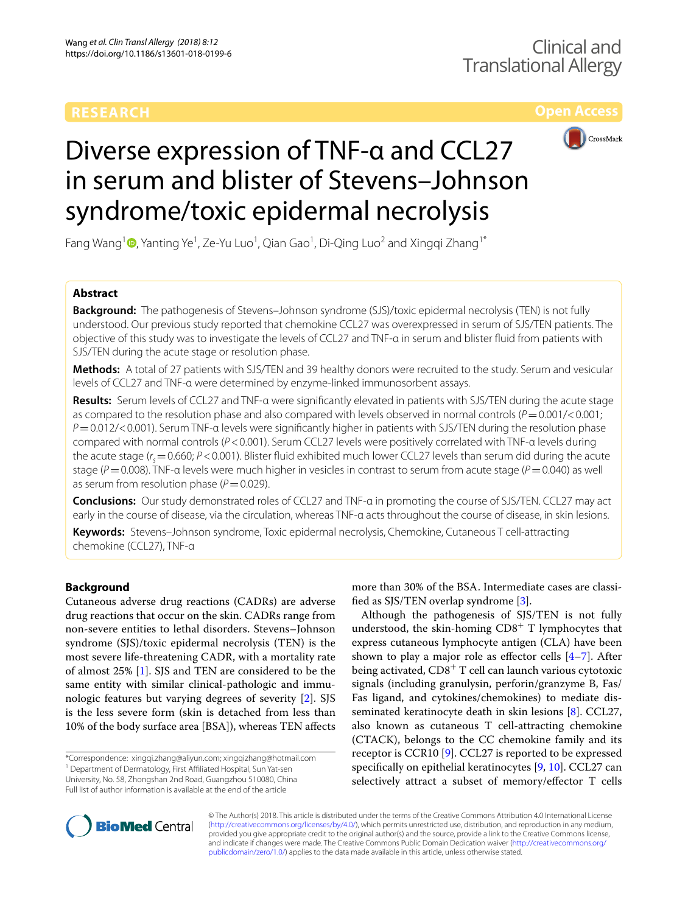RESEARCH

Open Access

# Diverse expression of TNF-α and CCL27 in serum and blister of Stevens–Johnson syndrome/toxic epidermal necrolysis

Fang Wang[1], Yanting Ye[1], Ze-Yu Luo[1], Qian Gao[1], Di-Qing Luo[2] and Xingqi Zhang[1*]

## Abstract

**Background:** The pathogenesis of Stevens–Johnson syndrome (SJS)/toxic epidermal necrolysis (TEN) is not fully understood. Our previous study reported that chemokine CCL27 was overexpressed in serum of SJS/TEN patients. The objective of this study was to investigate the levels of CCL27 and TNF-α in serum and blister fluid from patients with SJS/TEN during the acute stage or resolution phase.

**Methods:** A total of 27 patients with SJS/TEN and 39 healthy donors were recruited to the study. Serum and vesicular levels of CCL27 and TNF-α were determined by enzyme-linked immunosorbent assays.

**Results:** Serum levels of CCL27 and TNF-α were significantly elevated in patients with SJS/TEN during the acute stage as compared to the resolution phase and also compared with levels observed in normal controls ($P = 0.001/<0.001$; $P = 0.012/<0.001$). Serum TNF-α levels were significantly higher in patients with SJS/TEN during the resolution phase compared with normal controls ($P < 0.001$). Serum CCL27 levels were positively correlated with TNF-α levels during the acute stage ($r_s = 0.660$; $P < 0.001$). Blister fluid exhibited much lower CCL27 levels than serum did during the acute stage ($P = 0.008$). TNF-α levels were much higher in vesicles in contrast to serum from acute stage ($P = 0.040$) as well as serum from resolution phase ($P = 0.029$).

**Conclusions:** Our study demonstrated roles of CCL27 and TNF-α in promoting the course of SJS/TEN. CCL27 may act early in the course of disease, via the circulation, whereas TNF-α acts throughout the course of disease, in skin lesions.

**Keywords:** Stevens–Johnson syndrome, Toxic epidermal necrolysis, Chemokine, Cutaneous T cell-attracting chemokine (CCL27), TNF-α

## Background

Cutaneous adverse drug reactions (CADRs) are adverse drug reactions that occur on the skin. CADRs range from non-severe entities to lethal disorders. Stevens–Johnson syndrome (SJS)/toxic epidermal necrolysis (TEN) is the most severe life-threatening CADR, with a mortality rate of almost 25% [1]. SJS and TEN are considered to be the same entity with similar clinical-pathologic and immunologic features but varying degrees of severity [2]. SJS is the less severe form (skin is detached from less than 10% of the body surface area [BSA]), whereas TEN affects more than 30% of the BSA. Intermediate cases are classified as SJS/TEN overlap syndrome [3].

Although the pathogenesis of SJS/TEN is not fully understood, the skin-homing $CD8^+$ T lymphocytes that express cutaneous lymphocyte antigen (CLA) have been shown to play a major role as effector cells [4–7]. After being activated, $CD8^+$ T cell can launch various cytotoxic signals (including granulysin, perforin/granzyme B, Fas/Fas ligand, and cytokines/chemokines) to mediate disseminated keratinocyte death in skin lesions [8]. CCL27, also known as cutaneous T cell-attracting chemokine (CTACK), belongs to the CC chemokine family and its receptor is CCR10 [9]. CCL27 is reported to be expressed specifically on epithelial keratinocytes [9, 10]. CCL27 can selectively attract a subset of memory/effector T cells

*Correspondence: xingqi.zhang@aliyun.com; xingqizhang@hotmail.com
[1] Department of Dermatology, First Affiliated Hospital, Sun Yat-sen University, No. 58, Zhongshan 2nd Road, Guangzhou 510080, China
Full list of author information is available at the end of the article

© The Author(s) 2018. This article is distributed under the terms of the Creative Commons Attribution 4.0 International License (http://creativecommons.org/licenses/by/4.0/), which permits unrestricted use, distribution, and reproduction in any medium, provided you give appropriate credit to the original author(s) and the source, provide a link to the Creative Commons license, and indicate if changes were made. The Creative Commons Public Domain Dedication waiver (http://creativecommons.org/publicdomain/zero/1.0/) applies to the data made available in this article, unless otherwise stated.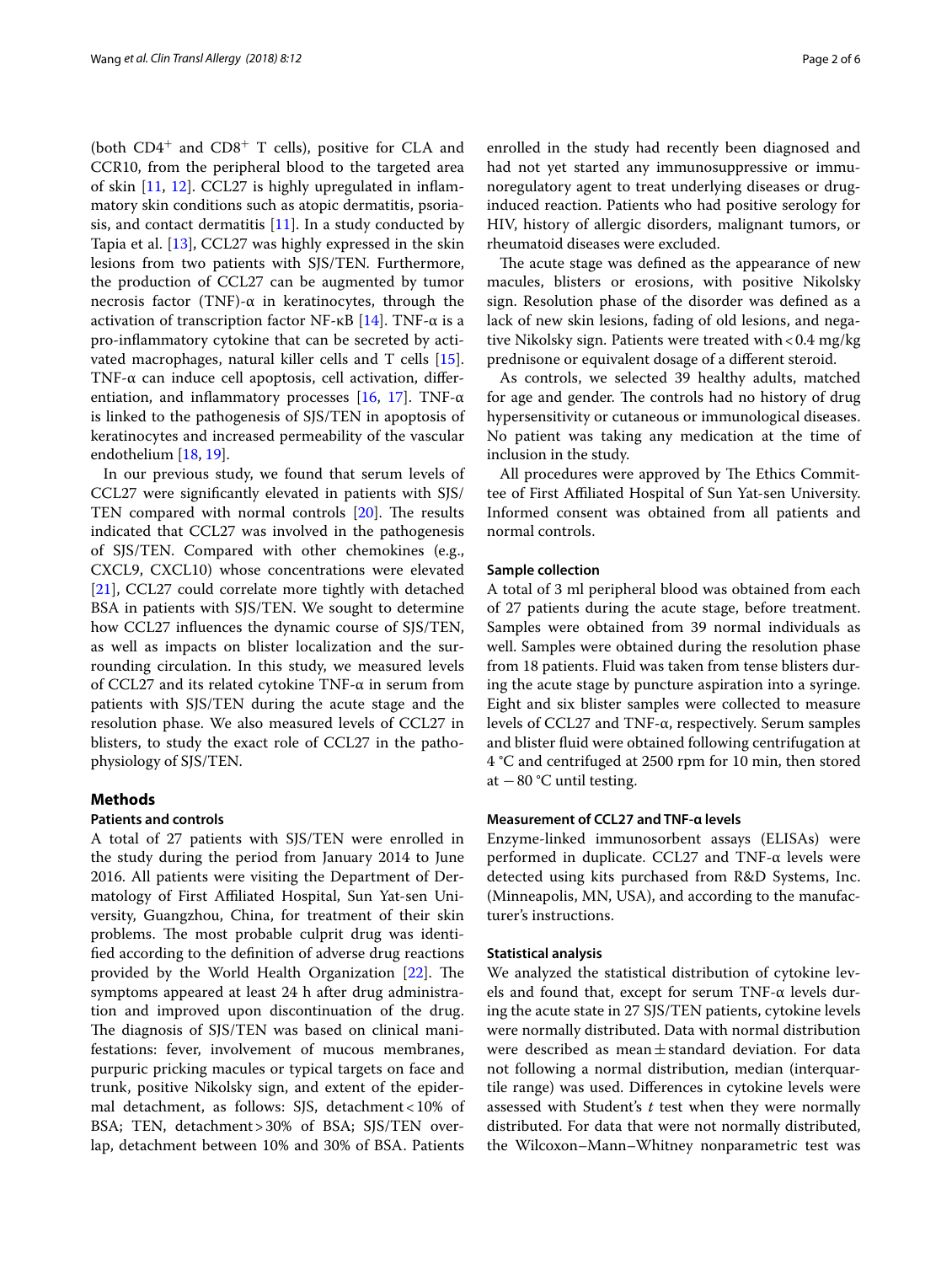(both $CD4^+$ and $CD8^+$ T cells), positive for CLA and CCR10, from the peripheral blood to the targeted area of skin [11, 12]. CCL27 is highly upregulated in inflammatory skin conditions such as atopic dermatitis, psoriasis, and contact dermatitis [11]. In a study conducted by Tapia et al. [13], CCL27 was highly expressed in the skin lesions from two patients with SJS/TEN. Furthermore, the production of CCL27 can be augmented by tumor necrosis factor (TNF)-α in keratinocytes, through the activation of transcription factor NF-κB [14]. TNF-α is a pro-inflammatory cytokine that can be secreted by activated macrophages, natural killer cells and T cells [15]. TNF-α can induce cell apoptosis, cell activation, differentiation, and inflammatory processes [16, 17]. TNF-α is linked to the pathogenesis of SJS/TEN in apoptosis of keratinocytes and increased permeability of the vascular endothelium [18, 19].

In our previous study, we found that serum levels of CCL27 were significantly elevated in patients with SJS/TEN compared with normal controls [20]. The results indicated that CCL27 was involved in the pathogenesis of SJS/TEN. Compared with other chemokines (e.g., CXCL9, CXCL10) whose concentrations were elevated [21], CCL27 could correlate more tightly with detached BSA in patients with SJS/TEN. We sought to determine how CCL27 influences the dynamic course of SJS/TEN, as well as impacts on blister localization and the surrounding circulation. In this study, we measured levels of CCL27 and its related cytokine TNF-α in serum from patients with SJS/TEN during the acute stage and the resolution phase. We also measured levels of CCL27 in blisters, to study the exact role of CCL27 in the pathophysiology of SJS/TEN.

## Methods

### Patients and controls

A total of 27 patients with SJS/TEN were enrolled in the study during the period from January 2014 to June 2016. All patients were visiting the Department of Dermatology of First Affiliated Hospital, Sun Yat-sen University, Guangzhou, China, for treatment of their skin problems. The most probable culprit drug was identified according to the definition of adverse drug reactions provided by the World Health Organization [22]. The symptoms appeared at least 24 h after drug administration and improved upon discontinuation of the drug. The diagnosis of SJS/TEN was based on clinical manifestations: fever, involvement of mucous membranes, purpuric pricking macules or typical targets on face and trunk, positive Nikolsky sign, and extent of the epidermal detachment, as follows: SJS, detachment < 10% of BSA; TEN, detachment > 30% of BSA; SJS/TEN overlap, detachment between 10% and 30% of BSA. Patients enrolled in the study had recently been diagnosed and had not yet started any immunosuppressive or immunoregulatory agent to treat underlying diseases or drug-induced reaction. Patients who had positive serology for HIV, history of allergic disorders, malignant tumors, or rheumatoid diseases were excluded.

The acute stage was defined as the appearance of new macules, blisters or erosions, with positive Nikolsky sign. Resolution phase of the disorder was defined as a lack of new skin lesions, fading of old lesions, and negative Nikolsky sign. Patients were treated with < 0.4 mg/kg prednisone or equivalent dosage of a different steroid.

As controls, we selected 39 healthy adults, matched for age and gender. The controls had no history of drug hypersensitivity or cutaneous or immunological diseases. No patient was taking any medication at the time of inclusion in the study.

All procedures were approved by The Ethics Committee of First Affiliated Hospital of Sun Yat-sen University. Informed consent was obtained from all patients and normal controls.

### Sample collection

A total of 3 ml peripheral blood was obtained from each of 27 patients during the acute stage, before treatment. Samples were obtained from 39 normal individuals as well. Samples were obtained during the resolution phase from 18 patients. Fluid was taken from tense blisters during the acute stage by puncture aspiration into a syringe. Eight and six blister samples were collected to measure levels of CCL27 and TNF-α, respectively. Serum samples and blister fluid were obtained following centrifugation at 4 °C and centrifuged at 2500 rpm for 10 min, then stored at − 80 °C until testing.

### Measurement of CCL27 and TNF-α levels

Enzyme-linked immunosorbent assays (ELISAs) were performed in duplicate. CCL27 and TNF-α levels were detected using kits purchased from R&D Systems, Inc. (Minneapolis, MN, USA), and according to the manufacturer's instructions.

### Statistical analysis

We analyzed the statistical distribution of cytokine levels and found that, except for serum TNF-α levels during the acute state in 27 SJS/TEN patients, cytokine levels were normally distributed. Data with normal distribution were described as mean ± standard deviation. For data not following a normal distribution, median (interquartile range) was used. Differences in cytokine levels were assessed with Student's *t* test when they were normally distributed. For data that were not normally distributed, the Wilcoxon–Mann–Whitney nonparametric test was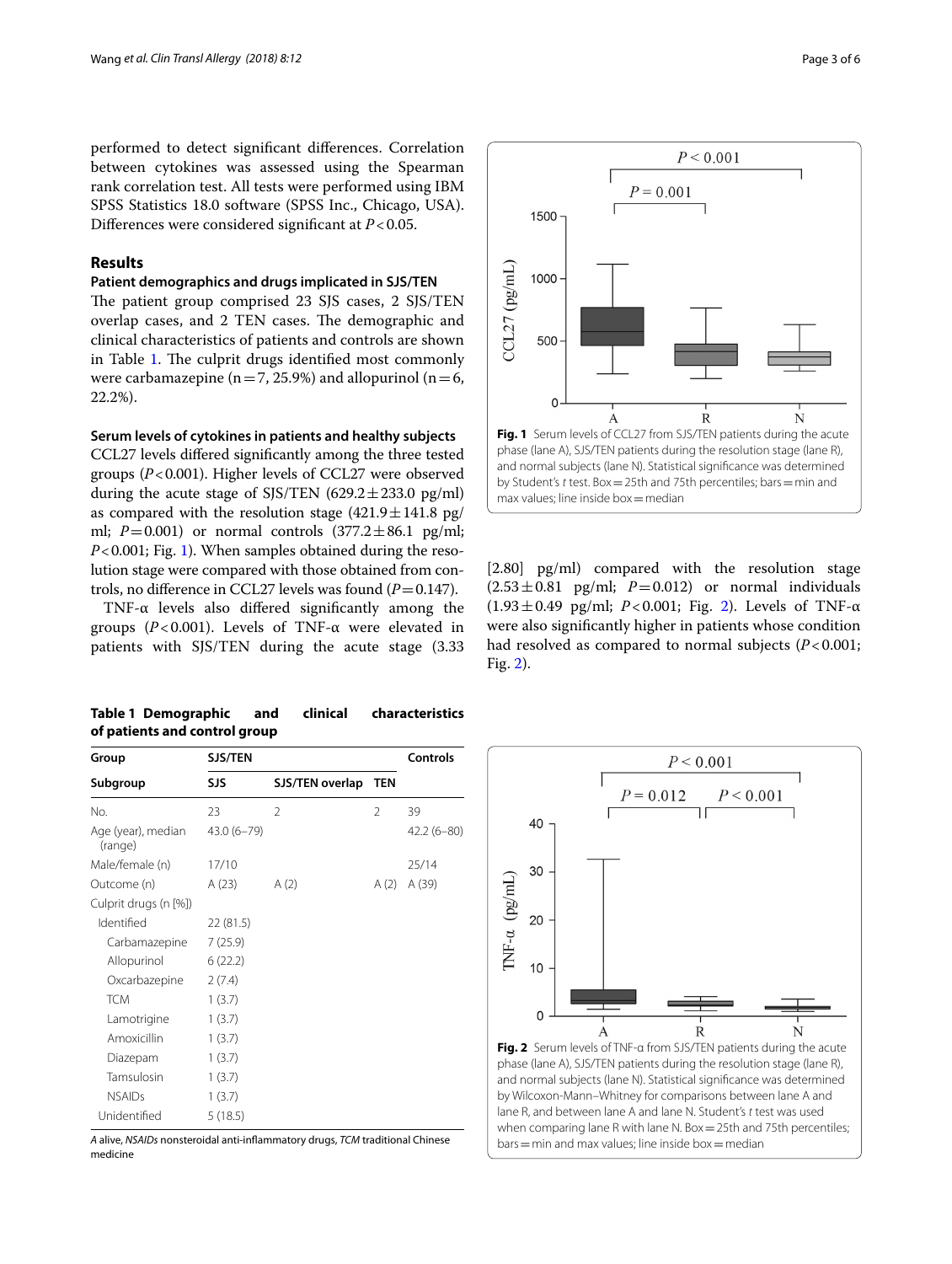performed to detect significant differences. Correlation between cytokines was assessed using the Spearman rank correlation test. All tests were performed using IBM SPSS Statistics 18.0 software (SPSS Inc., Chicago, USA). Differences were considered significant at $P<0.05$.

## Results

### Patient demographics and drugs implicated in SJS/TEN

The patient group comprised 23 SJS cases, 2 SJS/TEN overlap cases, and 2 TEN cases. The demographic and clinical characteristics of patients and controls are shown in Table 1. The culprit drugs identified most commonly were carbamazepine (n = 7, 25.9%) and allopurinol (n = 6, 22.2%).

### Serum levels of cytokines in patients and healthy subjects

CCL27 levels differed significantly among the three tested groups ($P<0.001$). Higher levels of CCL27 were observed during the acute stage of SJS/TEN (629.2 ± 233.0 pg/ml) as compared with the resolution stage (421.9 ± 141.8 pg/ml; $P=0.001$) or normal controls (377.2 ± 86.1 pg/ml; $P<0.001$; Fig. 1). When samples obtained during the resolution stage were compared with those obtained from controls, no difference in CCL27 levels was found ($P=0.147$).

TNF-α levels also differed significantly among the groups ($P<0.001$). Levels of TNF-α were elevated in patients with SJS/TEN during the acute stage (3.33 [2.80] pg/ml) compared with the resolution stage (2.53 ± 0.81 pg/ml; $P=0.012$) or normal individuals (1.93 ± 0.49 pg/ml; $P<0.001$; Fig. 2). Levels of TNF-α were also significantly higher in patients whose condition had resolved as compared to normal subjects ($P<0.001$; Fig. 2).

**Fig. 1** Serum levels of CCL27 from SJS/TEN patients during the acute phase (lane A), SJS/TEN patients during the resolution stage (lane R), and normal subjects (lane N). Statistical significance was determined by Student's *t* test. Box = 25th and 75th percentiles; bars = min and max values; line inside box = median

**Table 1 Demographic and clinical characteristics of patients and control group**

| Group | SJS/TEN | | | Controls |
|---|---|---|---|---|
| Subgroup | SJS | SJS/TEN overlap | TEN | |
| No. | 23 | 2 | 2 | 39 |
| Age (year), median (range) | 43.0 (6–79) | | | 42.2 (6–80) |
| Male/female (n) | 17/10 | | | 25/14 |
| Outcome (n) | A (23) | A (2) | A (2) | A (39) |
| Culprit drugs (n [%]) | | | | |
| Identified | 22 (81.5) | | | |
| Carbamazepine | 7 (25.9) | | | |
| Allopurinol | 6 (22.2) | | | |
| Oxcarbazepine | 2 (7.4) | | | |
| TCM | 1 (3.7) | | | |
| Lamotrigine | 1 (3.7) | | | |
| Amoxicillin | 1 (3.7) | | | |
| Diazepam | 1 (3.7) | | | |
| Tamsulosin | 1 (3.7) | | | |
| NSAIDs | 1 (3.7) | | | |
| Unidentified | 5 (18.5) | | | |

*A* alive, *NSAIDs* nonsteroidal anti-inflammatory drugs, *TCM* traditional Chinese medicine

**Fig. 2** Serum levels of TNF-α from SJS/TEN patients during the acute phase (lane A), SJS/TEN patients during the resolution stage (lane R), and normal subjects (lane N). Statistical significance was determined by Wilcoxon-Mann–Whitney for comparisons between lane A and lane R, and between lane A and lane N. Student's *t* test was used when comparing lane R with lane N. Box = 25th and 75th percentiles; bars = min and max values; line inside box = median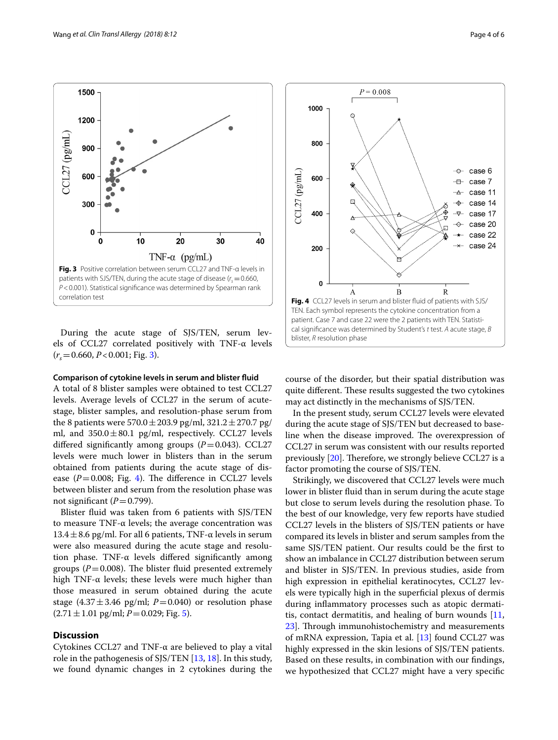**Fig. 3** Positive correlation between serum CCL27 and TNF-α levels in patients with SJS/TEN, during the acute stage of disease ($r_s = 0.660$, $P < 0.001$). Statistical significance was determined by Spearman rank correlation test

**Fig. 4** CCL27 levels in serum and blister fluid of patients with SJS/TEN. Each symbol represents the cytokine concentration from a patient. Case 7 and case 22 were the 2 patients with TEN. Statistical significance was determined by Student's *t* test. *A* acute stage, *B* blister, *R* resolution phase

During the acute stage of SJS/TEN, serum levels of CCL27 correlated positively with TNF-α levels ($r_s = 0.660$, $P < 0.001$; Fig. 3).

#### Comparison of cytokine levels in serum and blister fluid

A total of 8 blister samples were obtained to test CCL27 levels. Average levels of CCL27 in the serum of acute-stage, blister samples, and resolution-phase serum from the 8 patients were 570.0 ± 203.9 pg/ml, 321.2 ± 270.7 pg/ml, and 350.0 ± 80.1 pg/ml, respectively. CCL27 levels differed significantly among groups ($P = 0.043$). CCL27 levels were much lower in blisters than in the serum obtained from patients during the acute stage of disease ($P = 0.008$; Fig. 4). The difference in CCL27 levels between blister and serum from the resolution phase was not significant ($P = 0.799$).

Blister fluid was taken from 6 patients with SJS/TEN to measure TNF-α levels; the average concentration was 13.4 ± 8.6 pg/ml. For all 6 patients, TNF-α levels in serum were also measured during the acute stage and resolution phase. TNF-α levels differed significantly among groups ($P = 0.008$). The blister fluid presented extremely high TNF-α levels; these levels were much higher than those measured in serum obtained during the acute stage (4.37 ± 3.46 pg/ml; $P = 0.040$) or resolution phase (2.71 ± 1.01 pg/ml; $P = 0.029$; Fig. 5).

## Discussion

Cytokines CCL27 and TNF-α are believed to play a vital role in the pathogenesis of SJS/TEN [13, 18]. In this study, we found dynamic changes in 2 cytokines during the course of the disorder, but their spatial distribution was quite different. These results suggested the two cytokines may act distinctly in the mechanisms of SJS/TEN.

In the present study, serum CCL27 levels were elevated during the acute stage of SJS/TEN but decreased to baseline when the disease improved. The overexpression of CCL27 in serum was consistent with our results reported previously [20]. Therefore, we strongly believe CCL27 is a factor promoting the course of SJS/TEN.

Strikingly, we discovered that CCL27 levels were much lower in blister fluid than in serum during the acute stage but close to serum levels during the resolution phase. To the best of our knowledge, very few reports have studied CCL27 levels in the blisters of SJS/TEN patients or have compared its levels in blister and serum samples from the same SJS/TEN patient. Our results could be the first to show an imbalance in CCL27 distribution between serum and blister in SJS/TEN. In previous studies, aside from high expression in epithelial keratinocytes, CCL27 levels were typically high in the superficial plexus of dermis during inflammatory processes such as atopic dermatitis, contact dermatitis, and healing of burn wounds [11, 23]. Through immunohistochemistry and measurements of mRNA expression, Tapia et al. [13] found CCL27 was highly expressed in the skin lesions of SJS/TEN patients. Based on these results, in combination with our findings, we hypothesized that CCL27 might have a very specific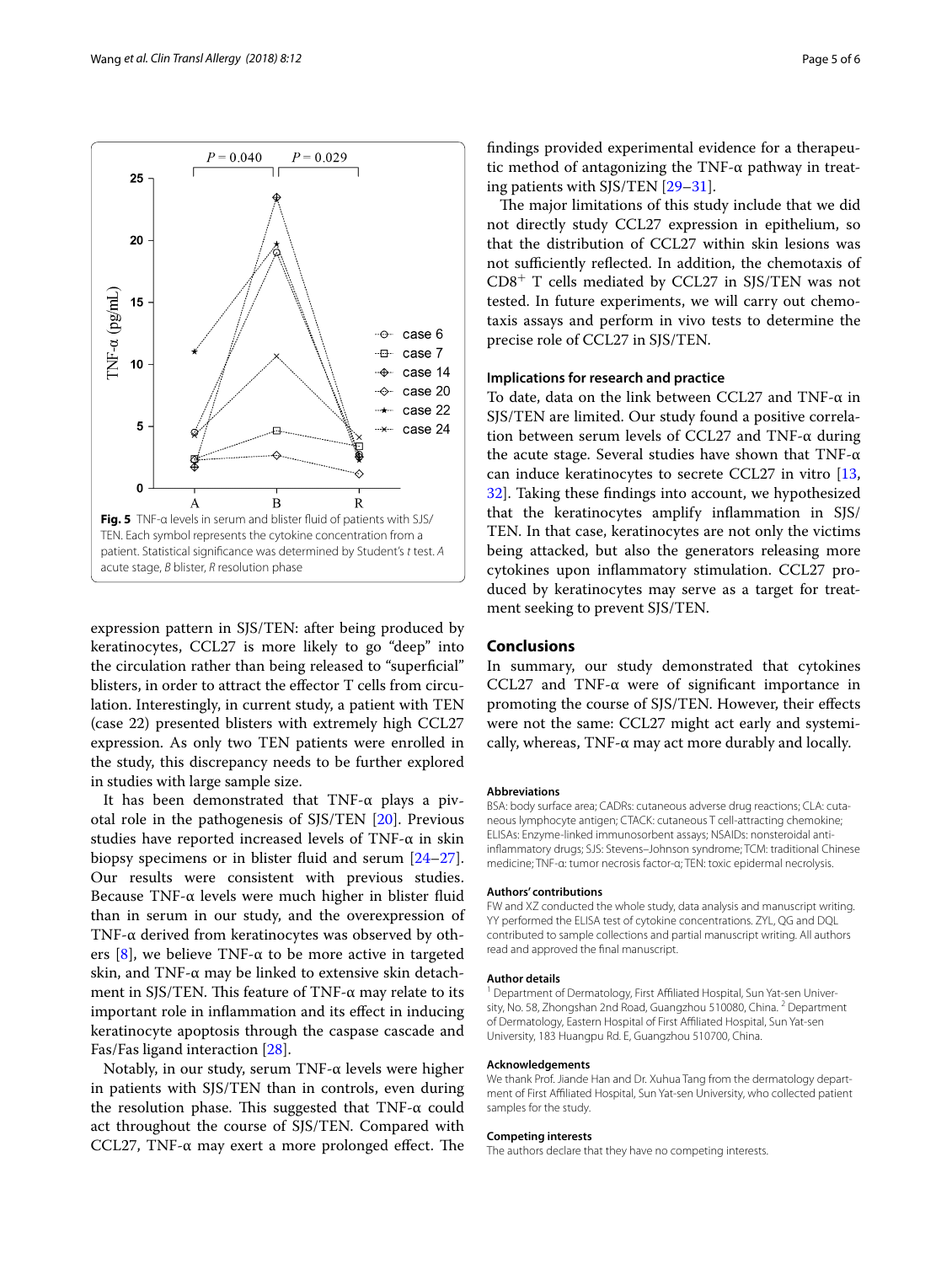**Fig. 5** TNF-α levels in serum and blister fluid of patients with SJS/TEN. Each symbol represents the cytokine concentration from a patient. Statistical significance was determined by Student's *t* test. *A* acute stage, *B* blister, *R* resolution phase

expression pattern in SJS/TEN: after being produced by keratinocytes, CCL27 is more likely to go "deep" into the circulation rather than being released to "superficial" blisters, in order to attract the effector T cells from circulation. Interestingly, in current study, a patient with TEN (case 22) presented blisters with extremely high CCL27 expression. As only two TEN patients were enrolled in the study, this discrepancy needs to be further explored in studies with large sample size.

It has been demonstrated that TNF-α plays a pivotal role in the pathogenesis of SJS/TEN [20]. Previous studies have reported increased levels of TNF-α in skin biopsy specimens or in blister fluid and serum [24–27]. Our results were consistent with previous studies. Because TNF-α levels were much higher in blister fluid than in serum in our study, and the overexpression of TNF-α derived from keratinocytes was observed by others [8], we believe TNF-α to be more active in targeted skin, and TNF-α may be linked to extensive skin detachment in SJS/TEN. This feature of TNF-α may relate to its important role in inflammation and its effect in inducing keratinocyte apoptosis through the caspase cascade and Fas/Fas ligand interaction [28].

Notably, in our study, serum TNF-α levels were higher in patients with SJS/TEN than in controls, even during the resolution phase. This suggested that TNF-α could act throughout the course of SJS/TEN. Compared with CCL27, TNF-α may exert a more prolonged effect. The findings provided experimental evidence for a therapeutic method of antagonizing the TNF-α pathway in treating patients with SJS/TEN [29–31].

The major limitations of this study include that we did not directly study CCL27 expression in epithelium, so that the distribution of CCL27 within skin lesions was not sufficiently reflected. In addition, the chemotaxis of $CD8^{+}$ T cells mediated by CCL27 in SJS/TEN was not tested. In future experiments, we will carry out chemotaxis assays and perform in vivo tests to determine the precise role of CCL27 in SJS/TEN.

### Implications for research and practice

To date, data on the link between CCL27 and TNF-α in SJS/TEN are limited. Our study found a positive correlation between serum levels of CCL27 and TNF-α during the acute stage. Several studies have shown that TNF-α can induce keratinocytes to secrete CCL27 in vitro [13, 32]. Taking these findings into account, we hypothesized that the keratinocytes amplify inflammation in SJS/TEN. In that case, keratinocytes are not only the victims being attacked, but also the generators releasing more cytokines upon inflammatory stimulation. CCL27 produced by keratinocytes may serve as a target for treatment seeking to prevent SJS/TEN.

## Conclusions

In summary, our study demonstrated that cytokines CCL27 and TNF-α were of significant importance in promoting the course of SJS/TEN. However, their effects were not the same: CCL27 might act early and systemically, whereas, TNF-α may act more durably and locally.

#### Abbreviations

BSA: body surface area; CADRs: cutaneous adverse drug reactions; CLA: cutaneous lymphocyte antigen; CTACK: cutaneous T cell-attracting chemokine; ELISAs: Enzyme-linked immunosorbent assays; NSAIDs: nonsteroidal anti-inflammatory drugs; SJS: Stevens–Johnson syndrome; TCM: traditional Chinese medicine; TNF-α: tumor necrosis factor-α; TEN: toxic epidermal necrolysis.

#### Authors' contributions

FW and XZ conducted the whole study, data analysis and manuscript writing. YY performed the ELISA test of cytokine concentrations. ZYL, QG and DQL contributed to sample collections and partial manuscript writing. All authors read and approved the final manuscript.

#### Author details

[1] Department of Dermatology, First Affiliated Hospital, Sun Yat-sen University, No. 58, Zhongshan 2nd Road, Guangzhou 510080, China. [2] Department of Dermatology, Eastern Hospital of First Affiliated Hospital, Sun Yat-sen University, 183 Huangpu Rd. E, Guangzhou 510700, China.

#### Acknowledgements

We thank Prof. Jiande Han and Dr. Xuhua Tang from the dermatology department of First Affiliated Hospital, Sun Yat-sen University, who collected patient samples for the study.

#### Competing interests

The authors declare that they have no competing interests.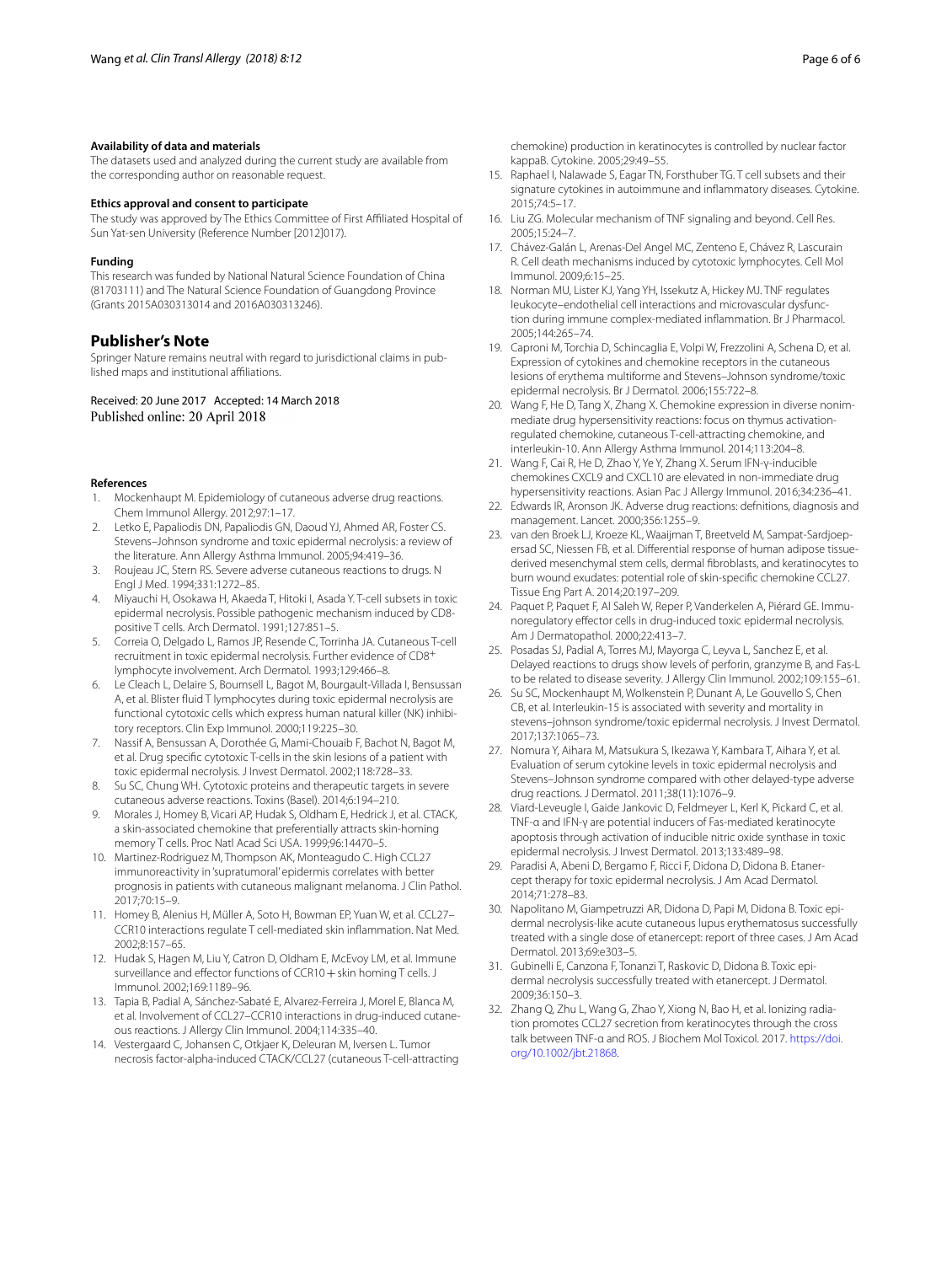#### Availability of data and materials

The datasets used and analyzed during the current study are available from the corresponding author on reasonable request.

#### Ethics approval and consent to participate

The study was approved by The Ethics Committee of First Affiliated Hospital of Sun Yat-sen University (Reference Number [2012]017).

#### Funding

This research was funded by National Natural Science Foundation of China (81703111) and The Natural Science Foundation of Guangdong Province (Grants 2015A030313014 and 2016A030313246).

## Publisher's Note

Springer Nature remains neutral with regard to jurisdictional claims in published maps and institutional affiliations.

Received: 20 June 2017 Accepted: 14 March 2018
Published online: 20 April 2018

#### References

1. Mockenhaupt M. Epidemiology of cutaneous adverse drug reactions. Chem Immunol Allergy. 2012;97:1–17.
2. Letko E, Papaliodis DN, Papaliodis GN, Daoud YJ, Ahmed AR, Foster CS. Stevens–Johnson syndrome and toxic epidermal necrolysis: a review of the literature. Ann Allergy Asthma Immunol. 2005;94:419–36.
3. Roujeau JC, Stern RS. Severe adverse cutaneous reactions to drugs. N Engl J Med. 1994;331:1272–85.
4. Miyauchi H, Osokawa H, Akaeda T, Hitoki I, Asada Y. T-cell subsets in toxic epidermal necrolysis. Possible pathogenic mechanism induced by CD8-positive T cells. Arch Dermatol. 1991;127:851–5.
5. Correia O, Delgado L, Ramos JP, Resende C, Torrinha JA. Cutaneous T-cell recruitment in toxic epidermal necrolysis. Further evidence of CD8+ lymphocyte involvement. Arch Dermatol. 1993;129:466–8.
6. Le Cleach L, Delaire S, Boumsell L, Bagot M, Bourgault-Villada I, Bensussan A, et al. Blister fluid T lymphocytes during toxic epidermal necrolysis are functional cytotoxic cells which express human natural killer (NK) inhibitory receptors. Clin Exp Immunol. 2000;119:225–30.
7. Nassif A, Bensussan A, Dorothée G, Mami-Chouaib F, Bachot N, Bagot M, et al. Drug specific cytotoxic T-cells in the skin lesions of a patient with toxic epidermal necrolysis. J Invest Dermatol. 2002;118:728–33.
8. Su SC, Chung WH. Cytotoxic proteins and therapeutic targets in severe cutaneous adverse reactions. Toxins (Basel). 2014;6:194–210.
9. Morales J, Homey B, Vicari AP, Hudak S, Oldham E, Hedrick J, et al. CTACK, a skin-associated chemokine that preferentially attracts skin-homing memory T cells. Proc Natl Acad Sci USA. 1999;96:14470–5.
10. Martinez-Rodriguez M, Thompson AK, Monteagudo C. High CCL27 immunoreactivity in 'supratumoral' epidermis correlates with better prognosis in patients with cutaneous malignant melanoma. J Clin Pathol. 2017;70:15–9.
11. Homey B, Alenius H, Müller A, Soto H, Bowman EP, Yuan W, et al. CCL27–CCR10 interactions regulate T cell-mediated skin inflammation. Nat Med. 2002;8:157–65.
12. Hudak S, Hagen M, Liu Y, Catron D, Oldham E, McEvoy LM, et al. Immune surveillance and effector functions of CCR10 + skin homing T cells. J Immunol. 2002;169:1189–96.
13. Tapia B, Padial A, Sánchez-Sabaté E, Alvarez-Ferreira J, Morel E, Blanca M, et al. Involvement of CCL27–CCR10 interactions in drug-induced cutaneous reactions. J Allergy Clin Immunol. 2004;114:335–40.
14. Vestergaard C, Johansen C, Otkjaer K, Deleuran M, Iversen L. Tumor necrosis factor-alpha-induced CTACK/CCL27 (cutaneous T-cell-attracting chemokine) production in keratinocytes is controlled by nuclear factor kappaB. Cytokine. 2005;29:49–55.
15. Raphael I, Nalawade S, Eagar TN, Forsthuber TG. T cell subsets and their signature cytokines in autoimmune and inflammatory diseases. Cytokine. 2015;74:5–17.
16. Liu ZG. Molecular mechanism of TNF signaling and beyond. Cell Res. 2005;15:24–7.
17. Chávez-Galán L, Arenas-Del Angel MC, Zenteno E, Chávez R, Lascurain R. Cell death mechanisms induced by cytotoxic lymphocytes. Cell Mol Immunol. 2009;6:15–25.
18. Norman MU, Lister KJ, Yang YH, Issekutz A, Hickey MJ. TNF regulates leukocyte–endothelial cell interactions and microvascular dysfunction during immune complex-mediated inflammation. Br J Pharmacol. 2005;144:265–74.
19. Caproni M, Torchia D, Schincaglia E, Volpi W, Frezzolini A, Schena D, et al. Expression of cytokines and chemokine receptors in the cutaneous lesions of erythema multiforme and Stevens–Johnson syndrome/toxic epidermal necrolysis. Br J Dermatol. 2006;155:722–8.
20. Wang F, He D, Tang X, Zhang X. Chemokine expression in diverse nonimmediate drug hypersensitivity reactions: focus on thymus activation-regulated chemokine, cutaneous T-cell-attracting chemokine, and interleukin-10. Ann Allergy Asthma Immunol. 2014;113:204–8.
21. Wang F, Cai R, He D, Zhao Y, Ye Y, Zhang X. Serum IFN-γ-inducible chemokines CXCL9 and CXCL10 are elevated in non-immediate drug hypersensitivity reactions. Asian Pac J Allergy Immunol. 2016;34:236–41.
22. Edwards IR, Aronson JK. Adverse drug reactions: definitions, diagnosis and management. Lancet. 2000;356:1255–9.
23. van den Broek LJ, Kroeze KL, Waaijman T, Breetveld M, Sampat-Sardjoepersad SC, Niessen FB, et al. Differential response of human adipose tissue-derived mesenchymal stem cells, dermal fibroblasts, and keratinocytes to burn wound exudates: potential role of skin-specific chemokine CCL27. Tissue Eng Part A. 2014;20:197–209.
24. Paquet P, Paquet F, Al Saleh W, Reper P, Vanderkelen A, Piérard GE. Immunoregulatory effector cells in drug-induced toxic epidermal necrolysis. Am J Dermatopathol. 2000;22:413–7.
25. Posadas SJ, Padial A, Torres MJ, Mayorga C, Leyva L, Sanchez E, et al. Delayed reactions to drugs show levels of perforin, granzyme B, and Fas-L to be related to disease severity. J Allergy Clin Immunol. 2002;109:155–61.
26. Su SC, Mockenhaupt M, Wolkenstein P, Dunant A, Le Gouvello S, Chen CB, et al. Interleukin-15 is associated with severity and mortality in stevens–johnson syndrome/toxic epidermal necrolysis. J Invest Dermatol. 2017;137:1065–73.
27. Nomura Y, Aihara M, Matsukura S, Ikezawa Y, Kambara T, Aihara Y, et al. Evaluation of serum cytokine levels in toxic epidermal necrolysis and Stevens–Johnson syndrome compared with other delayed-type adverse drug reactions. J Dermatol. 2011;38(11):1076–9.
28. Viard-Leveugle I, Gaide Jankovic D, Feldmeyer L, Kerl K, Pickard C, et al. TNF-α and IFN-γ are potential inducers of Fas-mediated keratinocyte apoptosis through activation of inducible nitric oxide synthase in toxic epidermal necrolysis. J Invest Dermatol. 2013;133:489–98.
29. Paradisi A, Abeni D, Bergamo F, Ricci F, Didona D, Didona B. Etanercept therapy for toxic epidermal necrolysis. J Am Acad Dermatol. 2014;71:278–83.
30. Napolitano M, Giampetruzzi AR, Didona D, Papi M, Didona B. Toxic epidermal necrolysis-like acute cutaneous lupus erythematosus successfully treated with a single dose of etanercept: report of three cases. J Am Acad Dermatol. 2013;69:e303–5.
31. Gubinelli E, Canzona F, Tonanzi T, Raskovic D, Didona B. Toxic epidermal necrolysis successfully treated with etanercept. J Dermatol. 2009;36:150–3.
32. Zhang Q, Zhu L, Wang G, Zhao Y, Xiong N, Bao H, et al. Ionizing radiation promotes CCL27 secretion from keratinocytes through the cross talk between TNF-α and ROS. J Biochem Mol Toxicol. 2017. https://doi.org/10.1002/jbt.21868.